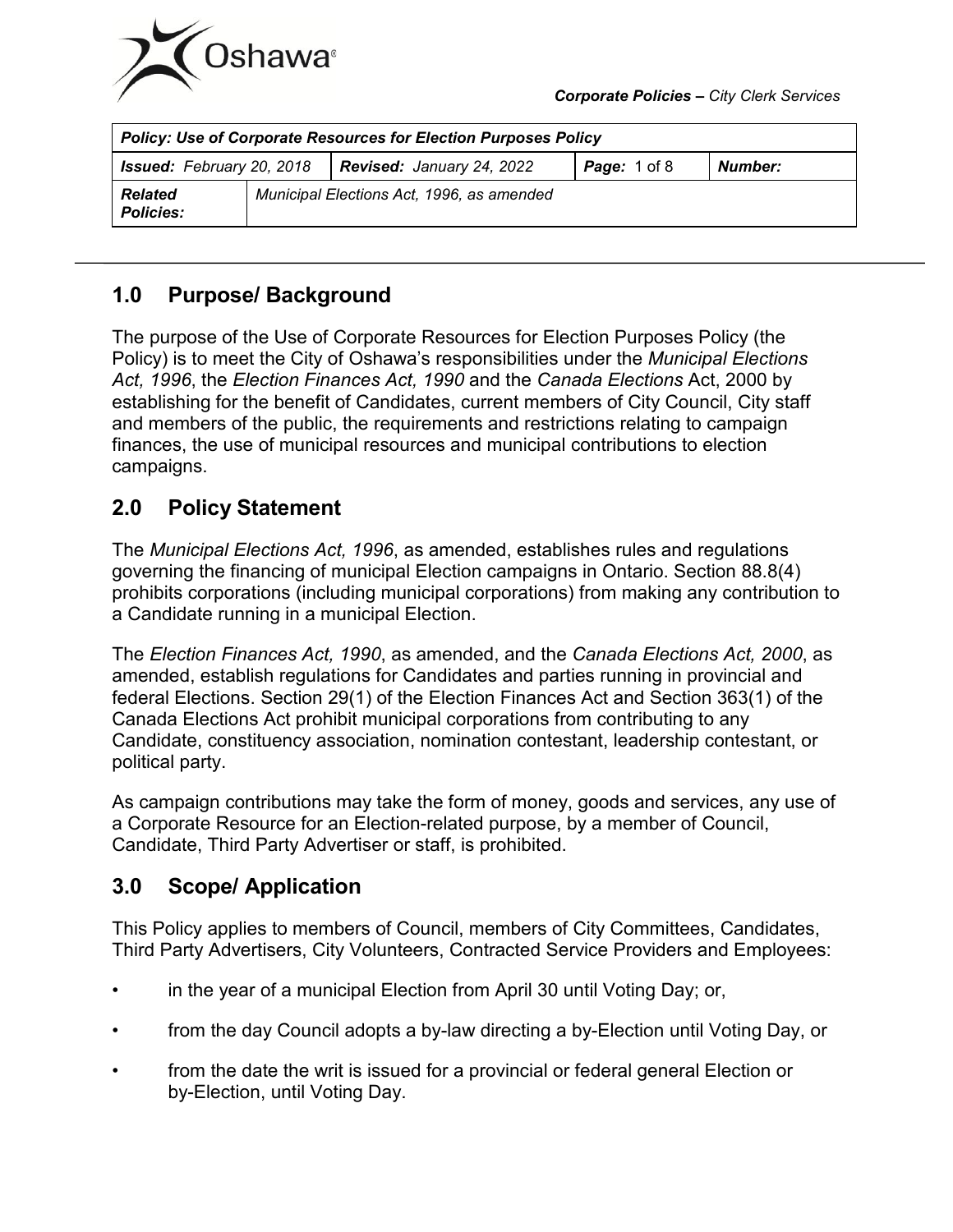*Corporate Policies – City Clerk Services*

| *Policy: Use of Corporate Resources for Election Purposes Policy* | | | | |
|---|---|---|---|---|
| ***Issued:*** *February 20, 2018* | ***Revised:*** *January 24, 2022* | | ***Page:*** *1 of 8* | ***Number:*** |
| ***Related Policies:*** | *Municipal Elections Act, 1996, as amended* | | | |

## 1.0 Purpose/ Background

The purpose of the Use of Corporate Resources for Election Purposes Policy (the Policy) is to meet the City of Oshawa's responsibilities under the *Municipal Elections Act, 1996*, the *Election Finances Act, 1990* and the *Canada Elections* Act, 2000 by establishing for the benefit of Candidates, current members of City Council, City staff and members of the public, the requirements and restrictions relating to campaign finances, the use of municipal resources and municipal contributions to election campaigns.

## 2.0 Policy Statement

The *Municipal Elections Act, 1996*, as amended, establishes rules and regulations governing the financing of municipal Election campaigns in Ontario. Section 88.8(4) prohibits corporations (including municipal corporations) from making any contribution to a Candidate running in a municipal Election.

The *Election Finances Act, 1990*, as amended, and the *Canada Elections Act, 2000*, as amended, establish regulations for Candidates and parties running in provincial and federal Elections. Section 29(1) of the Election Finances Act and Section 363(1) of the Canada Elections Act prohibit municipal corporations from contributing to any Candidate, constituency association, nomination contestant, leadership contestant, or political party.

As campaign contributions may take the form of money, goods and services, any use of a Corporate Resource for an Election-related purpose, by a member of Council, Candidate, Third Party Advertiser or staff, is prohibited.

## 3.0 Scope/ Application

This Policy applies to members of Council, members of City Committees, Candidates, Third Party Advertisers, City Volunteers, Contracted Service Providers and Employees:

- in the year of a municipal Election from April 30 until Voting Day; or,
- from the day Council adopts a by-law directing a by-Election until Voting Day, or
- from the date the writ is issued for a provincial or federal general Election or by-Election, until Voting Day.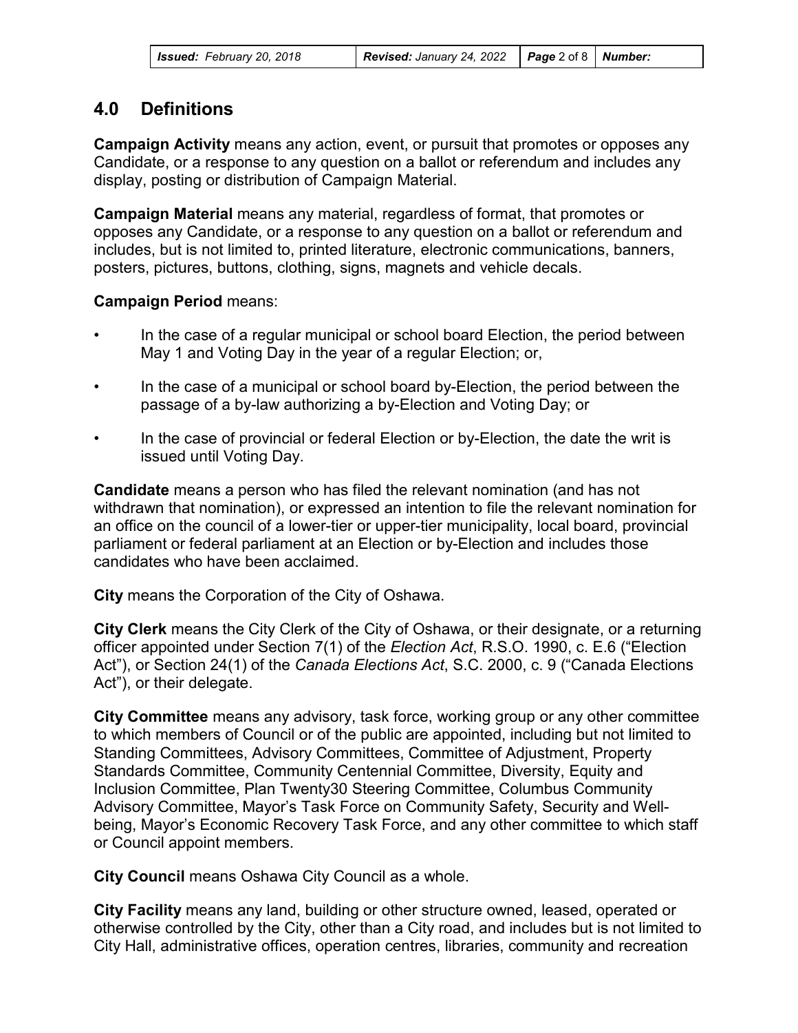## 4.0 Definitions

**Campaign Activity** means any action, event, or pursuit that promotes or opposes any Candidate, or a response to any question on a ballot or referendum and includes any display, posting or distribution of Campaign Material.

**Campaign Material** means any material, regardless of format, that promotes or opposes any Candidate, or a response to any question on a ballot or referendum and includes, but is not limited to, printed literature, electronic communications, banners, posters, pictures, buttons, clothing, signs, magnets and vehicle decals.

**Campaign Period** means:

- In the case of a regular municipal or school board Election, the period between May 1 and Voting Day in the year of a regular Election; or,
- In the case of a municipal or school board by-Election, the period between the passage of a by-law authorizing a by-Election and Voting Day; or
- In the case of provincial or federal Election or by-Election, the date the writ is issued until Voting Day.

**Candidate** means a person who has filed the relevant nomination (and has not withdrawn that nomination), or expressed an intention to file the relevant nomination for an office on the council of a lower-tier or upper-tier municipality, local board, provincial parliament or federal parliament at an Election or by-Election and includes those candidates who have been acclaimed.

**City** means the Corporation of the City of Oshawa.

**City Clerk** means the City Clerk of the City of Oshawa, or their designate, or a returning officer appointed under Section 7(1) of the *Election Act*, R.S.O. 1990, c. E.6 ("Election Act"), or Section 24(1) of the *Canada Elections Act*, S.C. 2000, c. 9 ("Canada Elections Act"), or their delegate.

**City Committee** means any advisory, task force, working group or any other committee to which members of Council or of the public are appointed, including but not limited to Standing Committees, Advisory Committees, Committee of Adjustment, Property Standards Committee, Community Centennial Committee, Diversity, Equity and Inclusion Committee, Plan Twenty30 Steering Committee, Columbus Community Advisory Committee, Mayor's Task Force on Community Safety, Security and Well-being, Mayor's Economic Recovery Task Force, and any other committee to which staff or Council appoint members.

**City Council** means Oshawa City Council as a whole.

**City Facility** means any land, building or other structure owned, leased, operated or otherwise controlled by the City, other than a City road, and includes but is not limited to City Hall, administrative offices, operation centres, libraries, community and recreation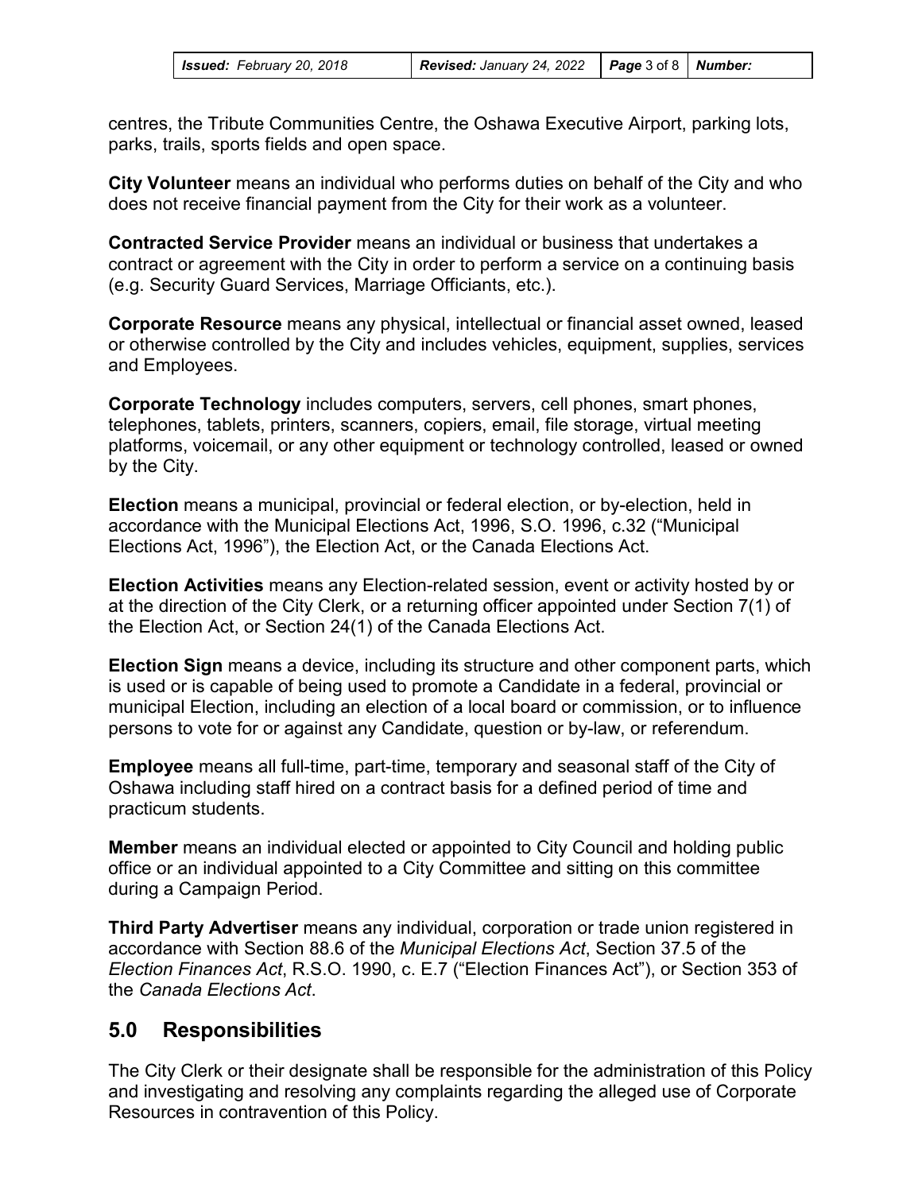centres, the Tribute Communities Centre, the Oshawa Executive Airport, parking lots, parks, trails, sports fields and open space.

**City Volunteer** means an individual who performs duties on behalf of the City and who does not receive financial payment from the City for their work as a volunteer.

**Contracted Service Provider** means an individual or business that undertakes a contract or agreement with the City in order to perform a service on a continuing basis (e.g. Security Guard Services, Marriage Officiants, etc.).

**Corporate Resource** means any physical, intellectual or financial asset owned, leased or otherwise controlled by the City and includes vehicles, equipment, supplies, services and Employees.

**Corporate Technology** includes computers, servers, cell phones, smart phones, telephones, tablets, printers, scanners, copiers, email, file storage, virtual meeting platforms, voicemail, or any other equipment or technology controlled, leased or owned by the City.

**Election** means a municipal, provincial or federal election, or by-election, held in accordance with the Municipal Elections Act, 1996, S.O. 1996, c.32 ("Municipal Elections Act, 1996"), the Election Act, or the Canada Elections Act.

**Election Activities** means any Election-related session, event or activity hosted by or at the direction of the City Clerk, or a returning officer appointed under Section 7(1) of the Election Act, or Section 24(1) of the Canada Elections Act.

**Election Sign** means a device, including its structure and other component parts, which is used or is capable of being used to promote a Candidate in a federal, provincial or municipal Election, including an election of a local board or commission, or to influence persons to vote for or against any Candidate, question or by-law, or referendum.

**Employee** means all full-time, part-time, temporary and seasonal staff of the City of Oshawa including staff hired on a contract basis for a defined period of time and practicum students.

**Member** means an individual elected or appointed to City Council and holding public office or an individual appointed to a City Committee and sitting on this committee during a Campaign Period.

**Third Party Advertiser** means any individual, corporation or trade union registered in accordance with Section 88.6 of the *Municipal Elections Act*, Section 37.5 of the *Election Finances Act*, R.S.O. 1990, c. E.7 ("Election Finances Act"), or Section 353 of the *Canada Elections Act*.

## 5.0 Responsibilities

The City Clerk or their designate shall be responsible for the administration of this Policy and investigating and resolving any complaints regarding the alleged use of Corporate Resources in contravention of this Policy.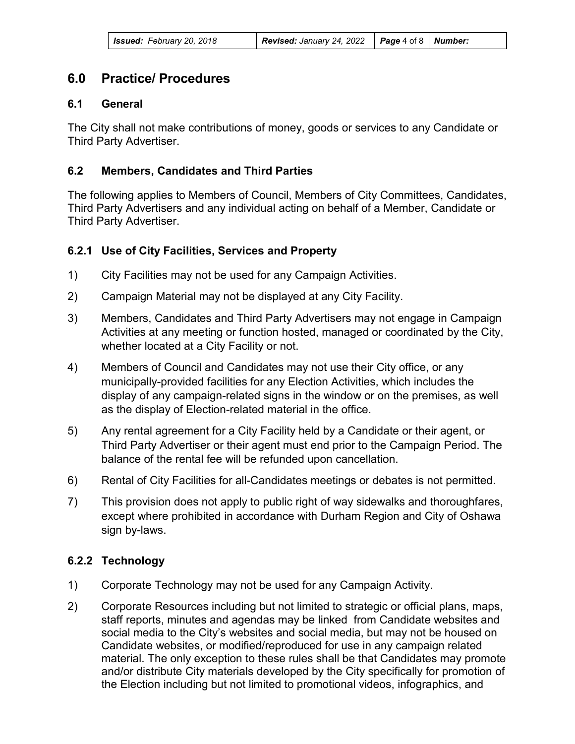## 6.0 Practice/ Procedures

### 6.1 General

The City shall not make contributions of money, goods or services to any Candidate or Third Party Advertiser.

### 6.2 Members, Candidates and Third Parties

The following applies to Members of Council, Members of City Committees, Candidates, Third Party Advertisers and any individual acting on behalf of a Member, Candidate or Third Party Advertiser.

#### 6.2.1 Use of City Facilities, Services and Property

1) City Facilities may not be used for any Campaign Activities.

2) Campaign Material may not be displayed at any City Facility.

3) Members, Candidates and Third Party Advertisers may not engage in Campaign Activities at any meeting or function hosted, managed or coordinated by the City, whether located at a City Facility or not.

4) Members of Council and Candidates may not use their City office, or any municipally-provided facilities for any Election Activities, which includes the display of any campaign-related signs in the window or on the premises, as well as the display of Election-related material in the office.

5) Any rental agreement for a City Facility held by a Candidate or their agent, or Third Party Advertiser or their agent must end prior to the Campaign Period. The balance of the rental fee will be refunded upon cancellation.

6) Rental of City Facilities for all-Candidates meetings or debates is not permitted.

7) This provision does not apply to public right of way sidewalks and thoroughfares, except where prohibited in accordance with Durham Region and City of Oshawa sign by-laws.

#### 6.2.2 Technology

1) Corporate Technology may not be used for any Campaign Activity.

2) Corporate Resources including but not limited to strategic or official plans, maps, staff reports, minutes and agendas may be linked from Candidate websites and social media to the City's websites and social media, but may not be housed on Candidate websites, or modified/reproduced for use in any campaign related material. The only exception to these rules shall be that Candidates may promote and/or distribute City materials developed by the City specifically for promotion of the Election including but not limited to promotional videos, infographics, and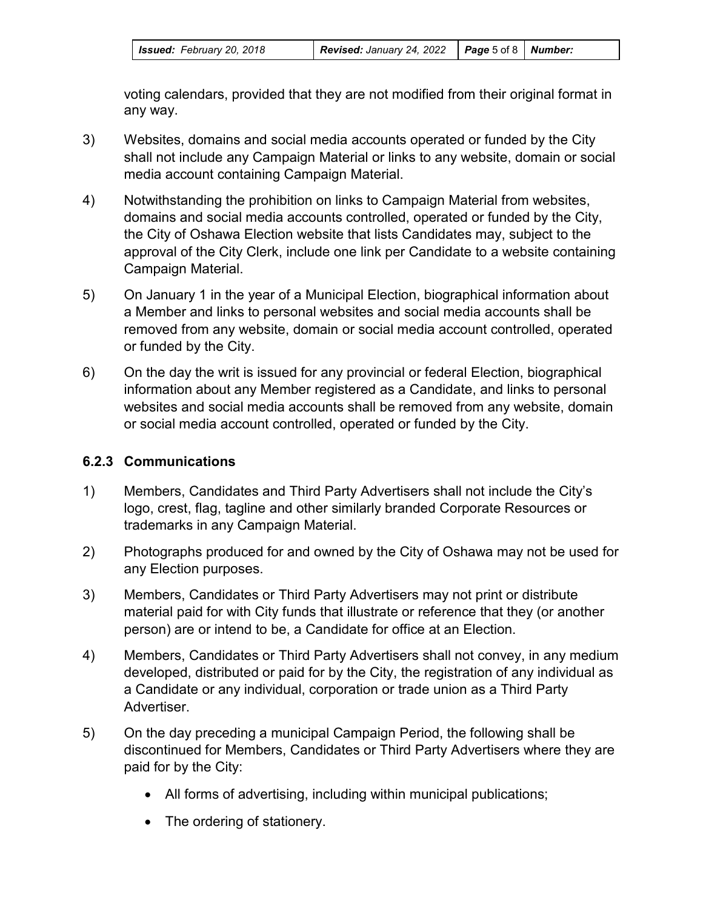voting calendars, provided that they are not modified from their original format in any way.

3) Websites, domains and social media accounts operated or funded by the City shall not include any Campaign Material or links to any website, domain or social media account containing Campaign Material.

4) Notwithstanding the prohibition on links to Campaign Material from websites, domains and social media accounts controlled, operated or funded by the City, the City of Oshawa Election website that lists Candidates may, subject to the approval of the City Clerk, include one link per Candidate to a website containing Campaign Material.

5) On January 1 in the year of a Municipal Election, biographical information about a Member and links to personal websites and social media accounts shall be removed from any website, domain or social media account controlled, operated or funded by the City.

6) On the day the writ is issued for any provincial or federal Election, biographical information about any Member registered as a Candidate, and links to personal websites and social media accounts shall be removed from any website, domain or social media account controlled, operated or funded by the City.

### 6.2.3 Communications

1) Members, Candidates and Third Party Advertisers shall not include the City's logo, crest, flag, tagline and other similarly branded Corporate Resources or trademarks in any Campaign Material.

2) Photographs produced for and owned by the City of Oshawa may not be used for any Election purposes.

3) Members, Candidates or Third Party Advertisers may not print or distribute material paid for with City funds that illustrate or reference that they (or another person) are or intend to be, a Candidate for office at an Election.

4) Members, Candidates or Third Party Advertisers shall not convey, in any medium developed, distributed or paid for by the City, the registration of any individual as a Candidate or any individual, corporation or trade union as a Third Party Advertiser.

5) On the day preceding a municipal Campaign Period, the following shall be discontinued for Members, Candidates or Third Party Advertisers where they are paid for by the City:

   - All forms of advertising, including within municipal publications;
   - The ordering of stationery.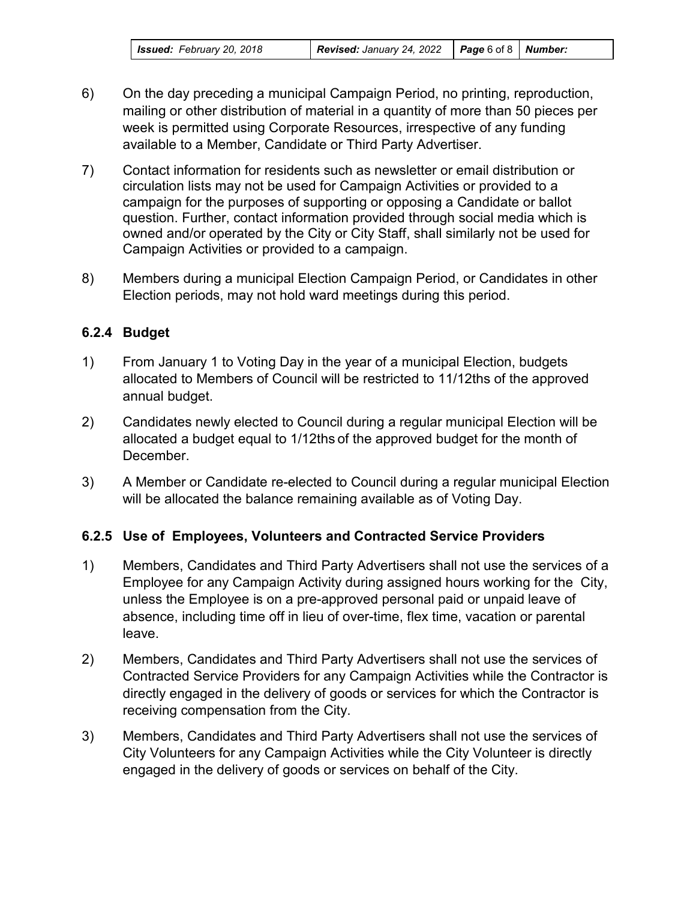6) On the day preceding a municipal Campaign Period, no printing, reproduction, mailing or other distribution of material in a quantity of more than 50 pieces per week is permitted using Corporate Resources, irrespective of any funding available to a Member, Candidate or Third Party Advertiser.

7) Contact information for residents such as newsletter or email distribution or circulation lists may not be used for Campaign Activities or provided to a campaign for the purposes of supporting or opposing a Candidate or ballot question. Further, contact information provided through social media which is owned and/or operated by the City or City Staff, shall similarly not be used for Campaign Activities or provided to a campaign.

8) Members during a municipal Election Campaign Period, or Candidates in other Election periods, may not hold ward meetings during this period.

### 6.2.4 Budget

1) From January 1 to Voting Day in the year of a municipal Election, budgets allocated to Members of Council will be restricted to 11/12ths of the approved annual budget.

2) Candidates newly elected to Council during a regular municipal Election will be allocated a budget equal to 1/12ths of the approved budget for the month of December.

3) A Member or Candidate re-elected to Council during a regular municipal Election will be allocated the balance remaining available as of Voting Day.

### 6.2.5 Use of Employees, Volunteers and Contracted Service Providers

1) Members, Candidates and Third Party Advertisers shall not use the services of a Employee for any Campaign Activity during assigned hours working for the City, unless the Employee is on a pre-approved personal paid or unpaid leave of absence, including time off in lieu of over-time, flex time, vacation or parental leave.

2) Members, Candidates and Third Party Advertisers shall not use the services of Contracted Service Providers for any Campaign Activities while the Contractor is directly engaged in the delivery of goods or services for which the Contractor is receiving compensation from the City.

3) Members, Candidates and Third Party Advertisers shall not use the services of City Volunteers for any Campaign Activities while the City Volunteer is directly engaged in the delivery of goods or services on behalf of the City.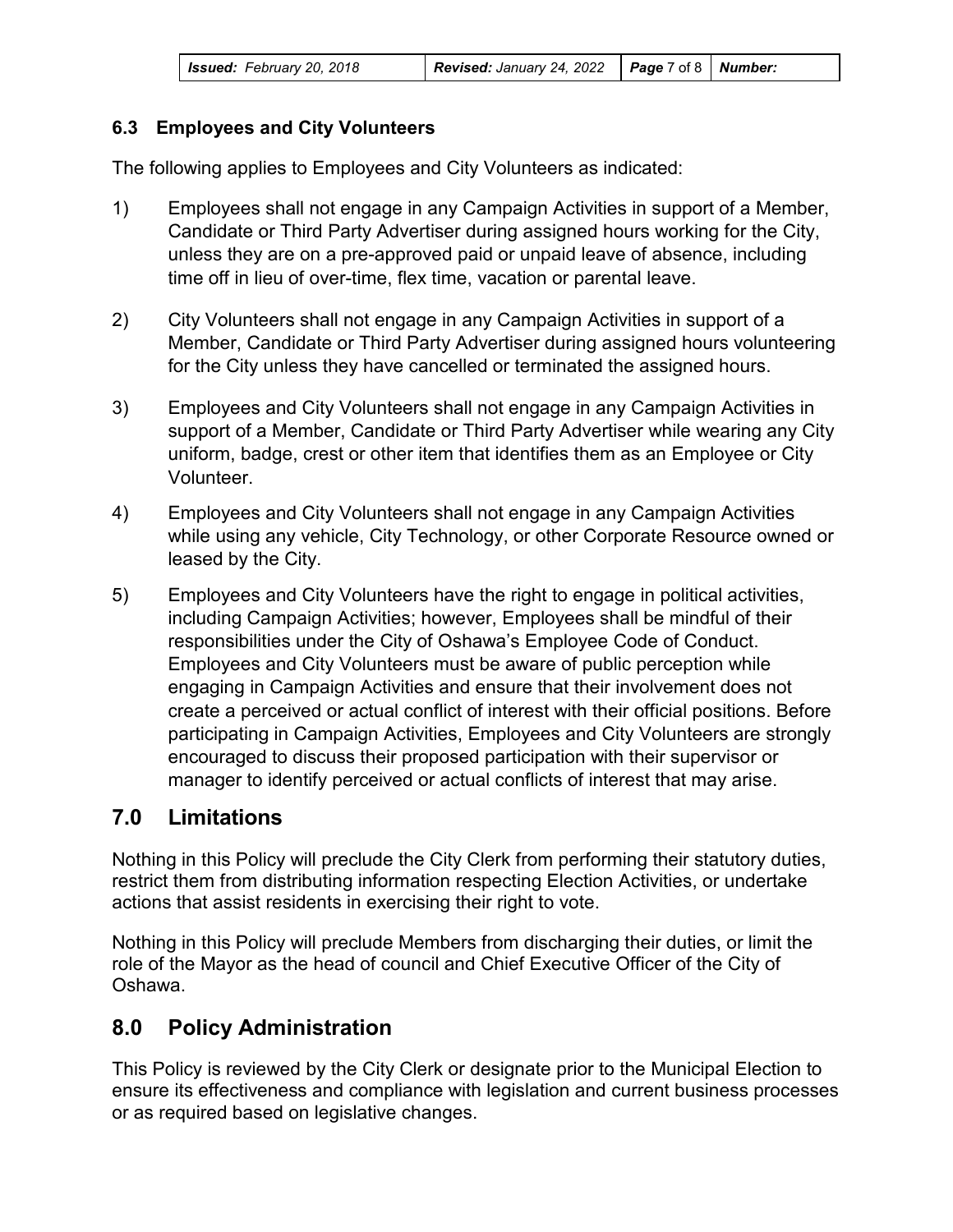### 6.3 Employees and City Volunteers

The following applies to Employees and City Volunteers as indicated:

1) Employees shall not engage in any Campaign Activities in support of a Member, Candidate or Third Party Advertiser during assigned hours working for the City, unless they are on a pre-approved paid or unpaid leave of absence, including time off in lieu of over-time, flex time, vacation or parental leave.

2) City Volunteers shall not engage in any Campaign Activities in support of a Member, Candidate or Third Party Advertiser during assigned hours volunteering for the City unless they have cancelled or terminated the assigned hours.

3) Employees and City Volunteers shall not engage in any Campaign Activities in support of a Member, Candidate or Third Party Advertiser while wearing any City uniform, badge, crest or other item that identifies them as an Employee or City Volunteer.

4) Employees and City Volunteers shall not engage in any Campaign Activities while using any vehicle, City Technology, or other Corporate Resource owned or leased by the City.

5) Employees and City Volunteers have the right to engage in political activities, including Campaign Activities; however, Employees shall be mindful of their responsibilities under the City of Oshawa's Employee Code of Conduct. Employees and City Volunteers must be aware of public perception while engaging in Campaign Activities and ensure that their involvement does not create a perceived or actual conflict of interest with their official positions. Before participating in Campaign Activities, Employees and City Volunteers are strongly encouraged to discuss their proposed participation with their supervisor or manager to identify perceived or actual conflicts of interest that may arise.

## 7.0 Limitations

Nothing in this Policy will preclude the City Clerk from performing their statutory duties, restrict them from distributing information respecting Election Activities, or undertake actions that assist residents in exercising their right to vote.

Nothing in this Policy will preclude Members from discharging their duties, or limit the role of the Mayor as the head of council and Chief Executive Officer of the City of Oshawa.

## 8.0 Policy Administration

This Policy is reviewed by the City Clerk or designate prior to the Municipal Election to ensure its effectiveness and compliance with legislation and current business processes or as required based on legislative changes.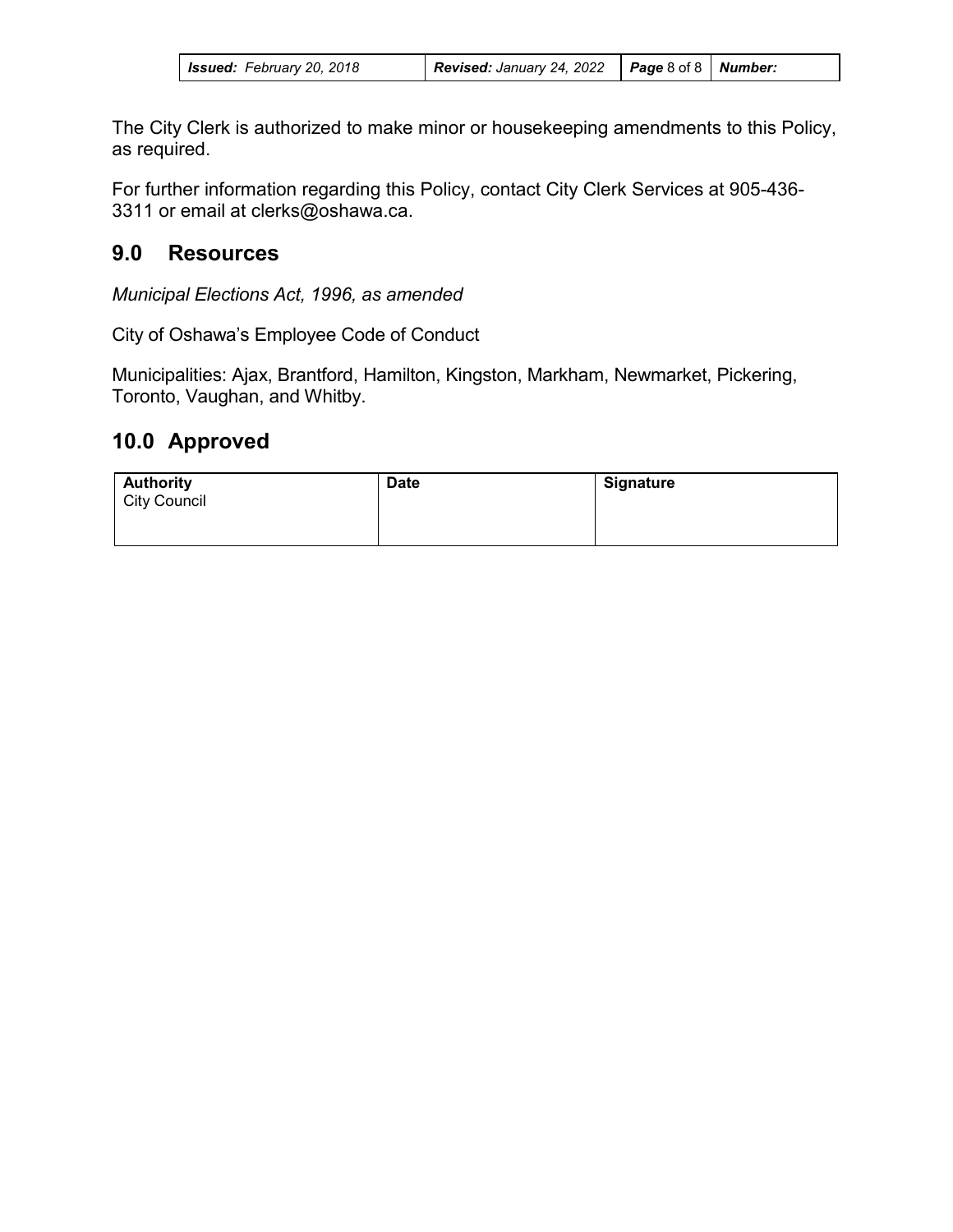The City Clerk is authorized to make minor or housekeeping amendments to this Policy, as required.

For further information regarding this Policy, contact City Clerk Services at 905-436-3311 or email at clerks@oshawa.ca.

## 9.0 Resources

*Municipal Elections Act, 1996, as amended*

City of Oshawa's Employee Code of Conduct

Municipalities: Ajax, Brantford, Hamilton, Kingston, Markham, Newmarket, Pickering, Toronto, Vaughan, and Whitby.

## 10.0 Approved

| **Authority** | **Date** | **Signature** |
|---|---|---|
| City Council | | |